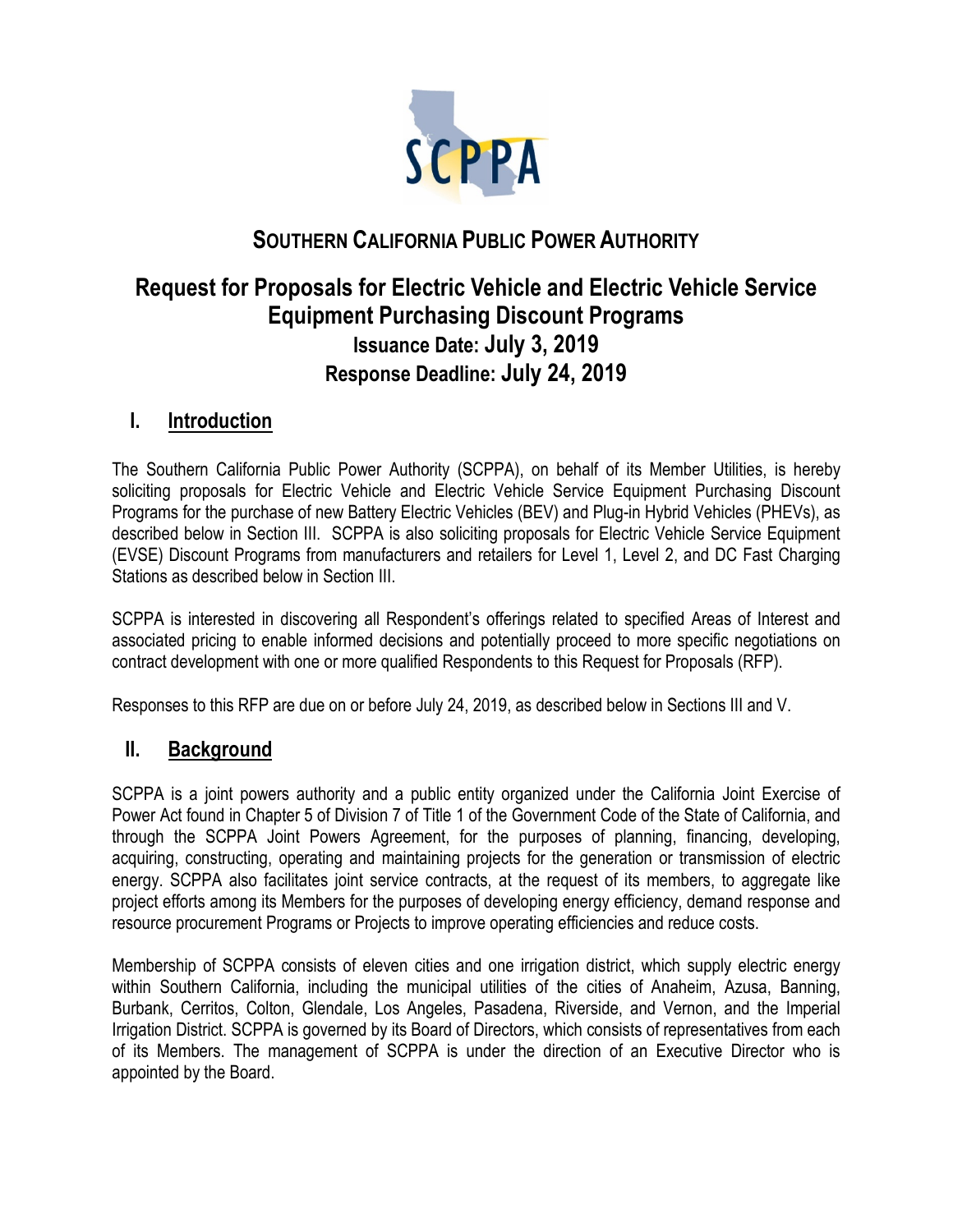# SOUTHERN CALIFORNIA PUBLIC POWER AUTHORITY

## Request for Proposals for Electric Vehicle and Electric Vehicle Service Equipment Purchasing Discount Programs

### Issuance Date: July 3, 2019

### Response Deadline: July 24, 2019

## I. Introduction

The Southern California Public Power Authority (SCPPA), on behalf of its Member Utilities, is hereby soliciting proposals for Electric Vehicle and Electric Vehicle Service Equipment Purchasing Discount Programs for the purchase of new Battery Electric Vehicles (BEV) and Plug-in Hybrid Vehicles (PHEVs), as described below in Section III. SCPPA is also soliciting proposals for Electric Vehicle Service Equipment (EVSE) Discount Programs from manufacturers and retailers for Level 1, Level 2, and DC Fast Charging Stations as described below in Section III.

SCPPA is interested in discovering all Respondent's offerings related to specified Areas of Interest and associated pricing to enable informed decisions and potentially proceed to more specific negotiations on contract development with one or more qualified Respondents to this Request for Proposals (RFP).

Responses to this RFP are due on or before July 24, 2019, as described below in Sections III and V.

## II. Background

SCPPA is a joint powers authority and a public entity organized under the California Joint Exercise of Power Act found in Chapter 5 of Division 7 of Title 1 of the Government Code of the State of California, and through the SCPPA Joint Powers Agreement, for the purposes of planning, financing, developing, acquiring, constructing, operating and maintaining projects for the generation or transmission of electric energy. SCPPA also facilitates joint service contracts, at the request of its members, to aggregate like project efforts among its Members for the purposes of developing energy efficiency, demand response and resource procurement Programs or Projects to improve operating efficiencies and reduce costs.

Membership of SCPPA consists of eleven cities and one irrigation district, which supply electric energy within Southern California, including the municipal utilities of the cities of Anaheim, Azusa, Banning, Burbank, Cerritos, Colton, Glendale, Los Angeles, Pasadena, Riverside, and Vernon, and the Imperial Irrigation District. SCPPA is governed by its Board of Directors, which consists of representatives from each of its Members. The management of SCPPA is under the direction of an Executive Director who is appointed by the Board.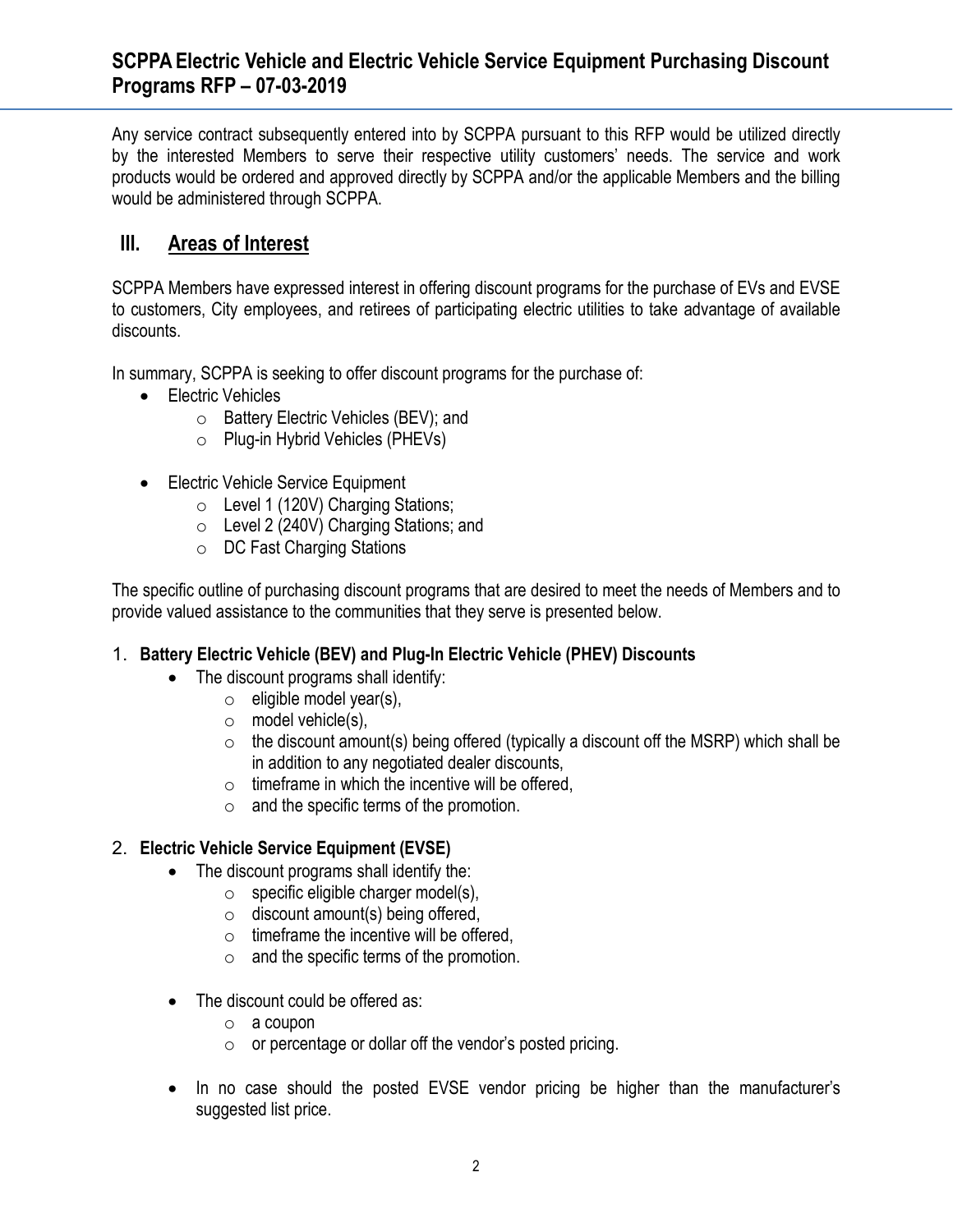Any service contract subsequently entered into by SCPPA pursuant to this RFP would be utilized directly by the interested Members to serve their respective utility customers' needs. The service and work products would be ordered and approved directly by SCPPA and/or the applicable Members and the billing would be administered through SCPPA.

## III. Areas of Interest

SCPPA Members have expressed interest in offering discount programs for the purchase of EVs and EVSE to customers, City employees, and retirees of participating electric utilities to take advantage of available discounts.

In summary, SCPPA is seeking to offer discount programs for the purchase of:

- Electric Vehicles
  - Battery Electric Vehicles (BEV); and
  - Plug-in Hybrid Vehicles (PHEVs)
- Electric Vehicle Service Equipment
  - Level 1 (120V) Charging Stations;
  - Level 2 (240V) Charging Stations; and
  - DC Fast Charging Stations

The specific outline of purchasing discount programs that are desired to meet the needs of Members and to provide valued assistance to the communities that they serve is presented below.

1. **Battery Electric Vehicle (BEV) and Plug-In Electric Vehicle (PHEV) Discounts**
   - The discount programs shall identify:
     - eligible model year(s),
     - model vehicle(s),
     - the discount amount(s) being offered (typically a discount off the MSRP) which shall be in addition to any negotiated dealer discounts,
     - timeframe in which the incentive will be offered,
     - and the specific terms of the promotion.

2. **Electric Vehicle Service Equipment (EVSE)**
   - The discount programs shall identify the:
     - specific eligible charger model(s),
     - discount amount(s) being offered,
     - timeframe the incentive will be offered,
     - and the specific terms of the promotion.
   - The discount could be offered as:
     - a coupon
     - or percentage or dollar off the vendor's posted pricing.
   - In no case should the posted EVSE vendor pricing be higher than the manufacturer's suggested list price.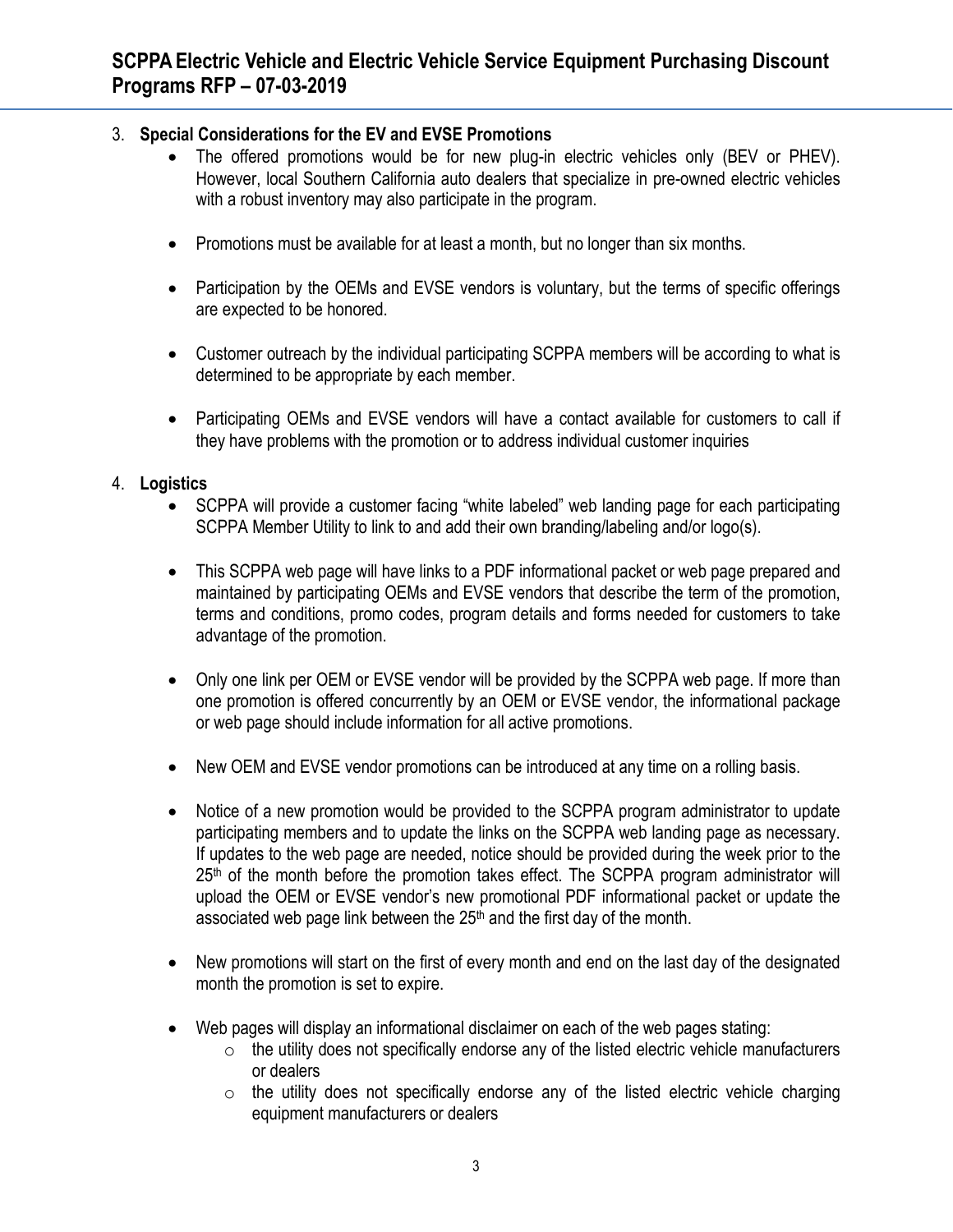3. **Special Considerations for the EV and EVSE Promotions**
    - The offered promotions would be for new plug-in electric vehicles only (BEV or PHEV). However, local Southern California auto dealers that specialize in pre-owned electric vehicles with a robust inventory may also participate in the program.
    - Promotions must be available for at least a month, but no longer than six months.
    - Participation by the OEMs and EVSE vendors is voluntary, but the terms of specific offerings are expected to be honored.
    - Customer outreach by the individual participating SCPPA members will be according to what is determined to be appropriate by each member.
    - Participating OEMs and EVSE vendors will have a contact available for customers to call if they have problems with the promotion or to address individual customer inquiries

4. **Logistics**
    - SCPPA will provide a customer facing "white labeled" web landing page for each participating SCPPA Member Utility to link to and add their own branding/labeling and/or logo(s).
    - This SCPPA web page will have links to a PDF informational packet or web page prepared and maintained by participating OEMs and EVSE vendors that describe the term of the promotion, terms and conditions, promo codes, program details and forms needed for customers to take advantage of the promotion.
    - Only one link per OEM or EVSE vendor will be provided by the SCPPA web page. If more than one promotion is offered concurrently by an OEM or EVSE vendor, the informational package or web page should include information for all active promotions.
    - New OEM and EVSE vendor promotions can be introduced at any time on a rolling basis.
    - Notice of a new promotion would be provided to the SCPPA program administrator to update participating members and to update the links on the SCPPA web landing page as necessary. If updates to the web page are needed, notice should be provided during the week prior to the 25th of the month before the promotion takes effect. The SCPPA program administrator will upload the OEM or EVSE vendor's new promotional PDF informational packet or update the associated web page link between the 25th and the first day of the month.
    - New promotions will start on the first of every month and end on the last day of the designated month the promotion is set to expire.
    - Web pages will display an informational disclaimer on each of the web pages stating:
        - the utility does not specifically endorse any of the listed electric vehicle manufacturers or dealers
        - the utility does not specifically endorse any of the listed electric vehicle charging equipment manufacturers or dealers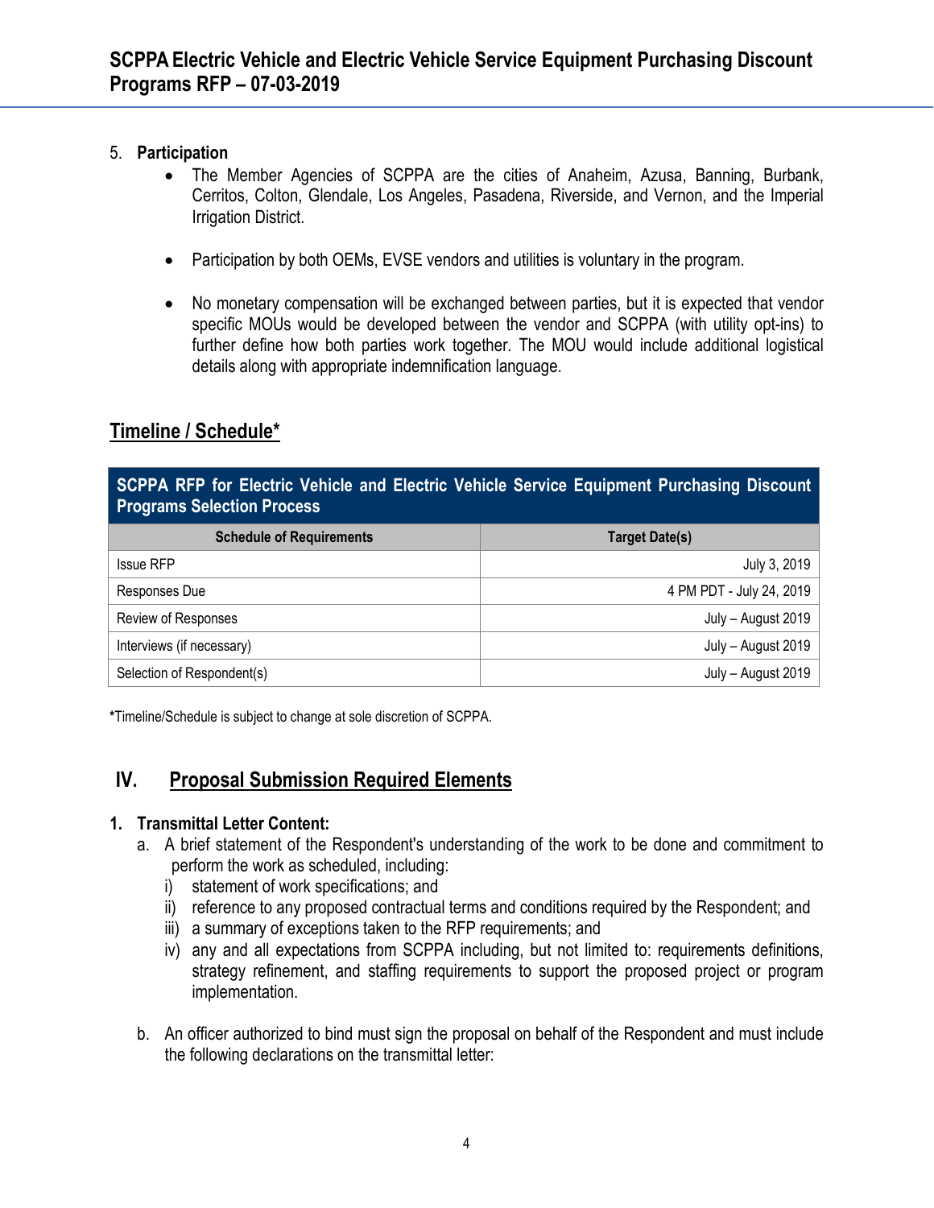5. **Participation**
    - The Member Agencies of SCPPA are the cities of Anaheim, Azusa, Banning, Burbank, Cerritos, Colton, Glendale, Los Angeles, Pasadena, Riverside, and Vernon, and the Imperial Irrigation District.
    - Participation by both OEMs, EVSE vendors and utilities is voluntary in the program.
    - No monetary compensation will be exchanged between parties, but it is expected that vendor specific MOUs would be developed between the vendor and SCPPA (with utility opt-ins) to further define how both parties work together. The MOU would include additional logistical details along with appropriate indemnification language.

## Timeline / Schedule*

| SCPPA RFP for Electric Vehicle and Electric Vehicle Service Equipment Purchasing Discount Programs Selection Process | |
|---|---|
| **Schedule of Requirements** | **Target Date(s)** |
| Issue RFP | July 3, 2019 |
| Responses Due | 4 PM PDT - July 24, 2019 |
| Review of Responses | July – August 2019 |
| Interviews (if necessary) | July – August 2019 |
| Selection of Respondent(s) | July – August 2019 |

***Timeline/Schedule is subject to change at sole discretion of SCPPA.

## IV. Proposal Submission Required Elements

**1. Transmittal Letter Content:**

a. A brief statement of the Respondent's understanding of the work to be done and commitment to perform the work as scheduled, including:
   i) statement of work specifications; and
   ii) reference to any proposed contractual terms and conditions required by the Respondent; and
   iii) a summary of exceptions taken to the RFP requirements; and
   iv) any and all expectations from SCPPA including, but not limited to: requirements definitions, strategy refinement, and staffing requirements to support the proposed project or program implementation.

b. An officer authorized to bind must sign the proposal on behalf of the Respondent and must include the following declarations on the transmittal letter: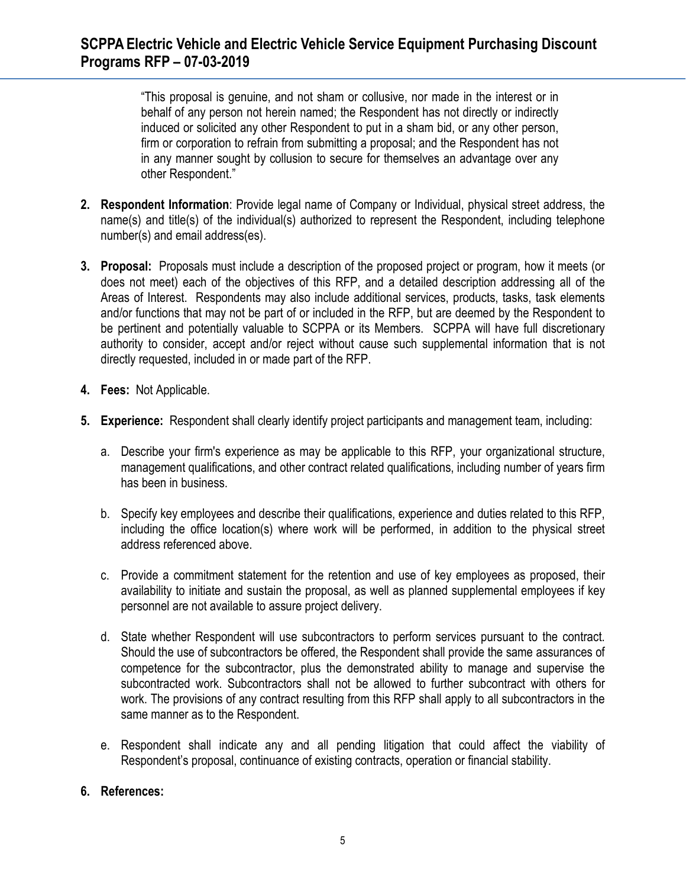> "This proposal is genuine, and not sham or collusive, nor made in the interest or in behalf of any person not herein named; the Respondent has not directly or indirectly induced or solicited any other Respondent to put in a sham bid, or any other person, firm or corporation to refrain from submitting a proposal; and the Respondent has not in any manner sought by collusion to secure for themselves an advantage over any other Respondent."

2. **Respondent Information**: Provide legal name of Company or Individual, physical street address, the name(s) and title(s) of the individual(s) authorized to represent the Respondent, including telephone number(s) and email address(es).

3. **Proposal:** Proposals must include a description of the proposed project or program, how it meets (or does not meet) each of the objectives of this RFP, and a detailed description addressing all of the Areas of Interest. Respondents may also include additional services, products, tasks, task elements and/or functions that may not be part of or included in the RFP, but are deemed by the Respondent to be pertinent and potentially valuable to SCPPA or its Members. SCPPA will have full discretionary authority to consider, accept and/or reject without cause such supplemental information that is not directly requested, included in or made part of the RFP.

4. **Fees:** Not Applicable.

5. **Experience:** Respondent shall clearly identify project participants and management team, including:

   a. Describe your firm's experience as may be applicable to this RFP, your organizational structure, management qualifications, and other contract related qualifications, including number of years firm has been in business.

   b. Specify key employees and describe their qualifications, experience and duties related to this RFP, including the office location(s) where work will be performed, in addition to the physical street address referenced above.

   c. Provide a commitment statement for the retention and use of key employees as proposed, their availability to initiate and sustain the proposal, as well as planned supplemental employees if key personnel are not available to assure project delivery.

   d. State whether Respondent will use subcontractors to perform services pursuant to the contract. Should the use of subcontractors be offered, the Respondent shall provide the same assurances of competence for the subcontractor, plus the demonstrated ability to manage and supervise the subcontracted work. Subcontractors shall not be allowed to further subcontract with others for work. The provisions of any contract resulting from this RFP shall apply to all subcontractors in the same manner as to the Respondent.

   e. Respondent shall indicate any and all pending litigation that could affect the viability of Respondent's proposal, continuance of existing contracts, operation or financial stability.

6. **References:**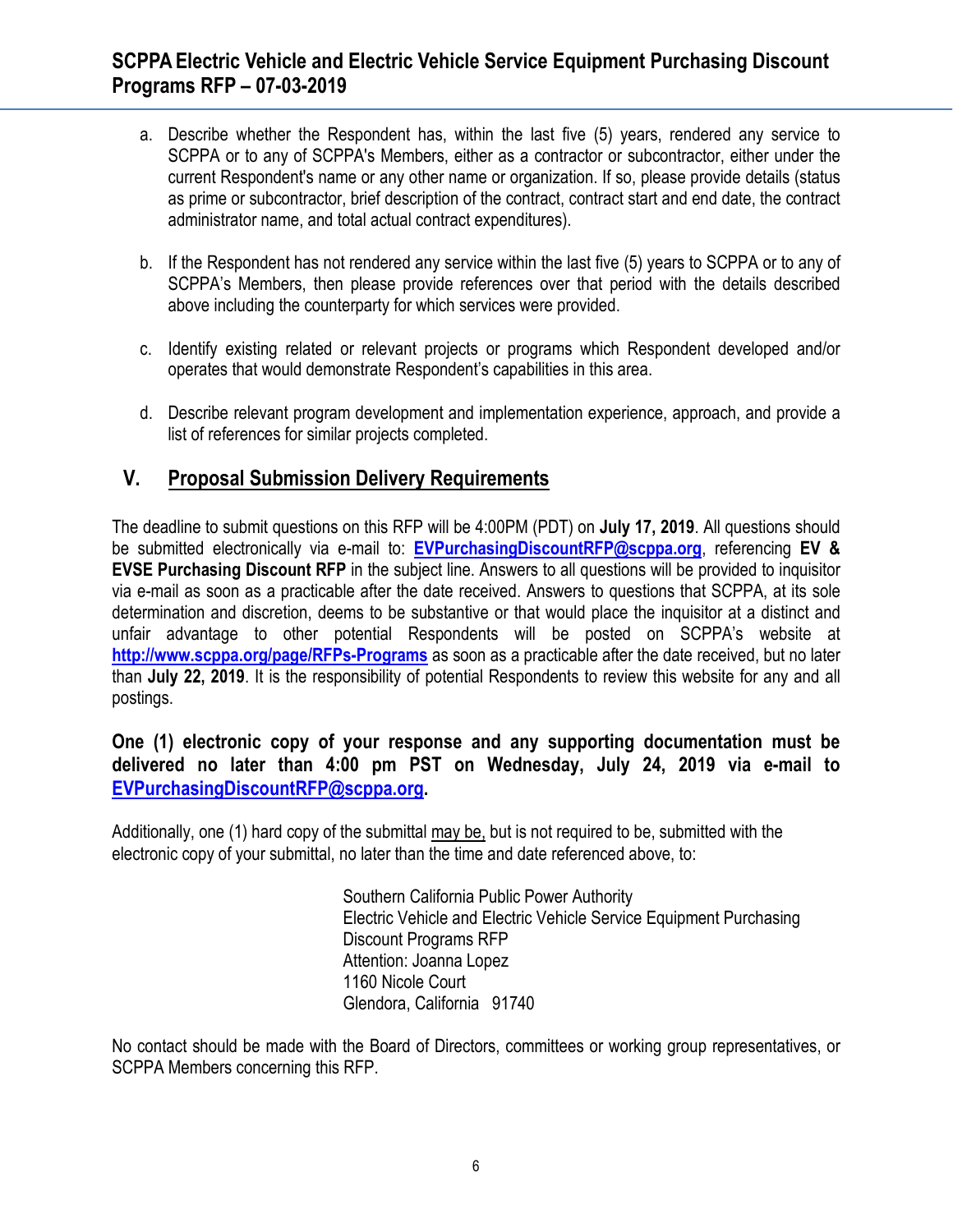a. Describe whether the Respondent has, within the last five (5) years, rendered any service to SCPPA or to any of SCPPA's Members, either as a contractor or subcontractor, either under the current Respondent's name or any other name or organization. If so, please provide details (status as prime or subcontractor, brief description of the contract, contract start and end date, the contract administrator name, and total actual contract expenditures).

b. If the Respondent has not rendered any service within the last five (5) years to SCPPA or to any of SCPPA's Members, then please provide references over that period with the details described above including the counterparty for which services were provided.

c. Identify existing related or relevant projects or programs which Respondent developed and/or operates that would demonstrate Respondent's capabilities in this area.

d. Describe relevant program development and implementation experience, approach, and provide a list of references for similar projects completed.

## V. Proposal Submission Delivery Requirements

The deadline to submit questions on this RFP will be 4:00PM (PDT) on **July 17, 2019**. All questions should be submitted electronically via e-mail to: **EVPurchasingDiscountRFP@scppa.org**, referencing **EV & EVSE Purchasing Discount RFP** in the subject line. Answers to all questions will be provided to inquisitor via e-mail as soon as a practicable after the date received. Answers to questions that SCPPA, at its sole determination and discretion, deems to be substantive or that would place the inquisitor at a distinct and unfair advantage to other potential Respondents will be posted on SCPPA's website at **http://www.scppa.org/page/RFPs-Programs** as soon as a practicable after the date received, but no later than **July 22, 2019**. It is the responsibility of potential Respondents to review this website for any and all postings.

**One (1) electronic copy of your response and any supporting documentation must be delivered no later than 4:00 pm PST on Wednesday, July 24, 2019 via e-mail to EVPurchasingDiscountRFP@scppa.org.**

Additionally, one (1) hard copy of the submittal may be, but is not required to be, submitted with the electronic copy of your submittal, no later than the time and date referenced above, to:

Southern California Public Power Authority
Electric Vehicle and Electric Vehicle Service Equipment Purchasing Discount Programs RFP
Attention: Joanna Lopez
1160 Nicole Court
Glendora, California 91740

No contact should be made with the Board of Directors, committees or working group representatives, or SCPPA Members concerning this RFP.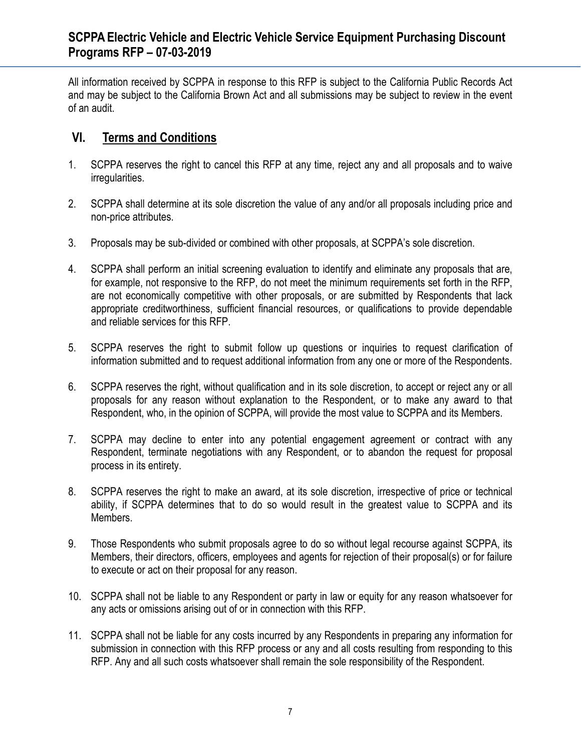All information received by SCPPA in response to this RFP is subject to the California Public Records Act and may be subject to the California Brown Act and all submissions may be subject to review in the event of an audit.

## VI. Terms and Conditions

1. SCPPA reserves the right to cancel this RFP at any time, reject any and all proposals and to waive irregularities.

2. SCPPA shall determine at its sole discretion the value of any and/or all proposals including price and non-price attributes.

3. Proposals may be sub-divided or combined with other proposals, at SCPPA's sole discretion.

4. SCPPA shall perform an initial screening evaluation to identify and eliminate any proposals that are, for example, not responsive to the RFP, do not meet the minimum requirements set forth in the RFP, are not economically competitive with other proposals, or are submitted by Respondents that lack appropriate creditworthiness, sufficient financial resources, or qualifications to provide dependable and reliable services for this RFP.

5. SCPPA reserves the right to submit follow up questions or inquiries to request clarification of information submitted and to request additional information from any one or more of the Respondents.

6. SCPPA reserves the right, without qualification and in its sole discretion, to accept or reject any or all proposals for any reason without explanation to the Respondent, or to make any award to that Respondent, who, in the opinion of SCPPA, will provide the most value to SCPPA and its Members.

7. SCPPA may decline to enter into any potential engagement agreement or contract with any Respondent, terminate negotiations with any Respondent, or to abandon the request for proposal process in its entirety.

8. SCPPA reserves the right to make an award, at its sole discretion, irrespective of price or technical ability, if SCPPA determines that to do so would result in the greatest value to SCPPA and its Members.

9. Those Respondents who submit proposals agree to do so without legal recourse against SCPPA, its Members, their directors, officers, employees and agents for rejection of their proposal(s) or for failure to execute or act on their proposal for any reason.

10. SCPPA shall not be liable to any Respondent or party in law or equity for any reason whatsoever for any acts or omissions arising out of or in connection with this RFP.

11. SCPPA shall not be liable for any costs incurred by any Respondents in preparing any information for submission in connection with this RFP process or any and all costs resulting from responding to this RFP. Any and all such costs whatsoever shall remain the sole responsibility of the Respondent.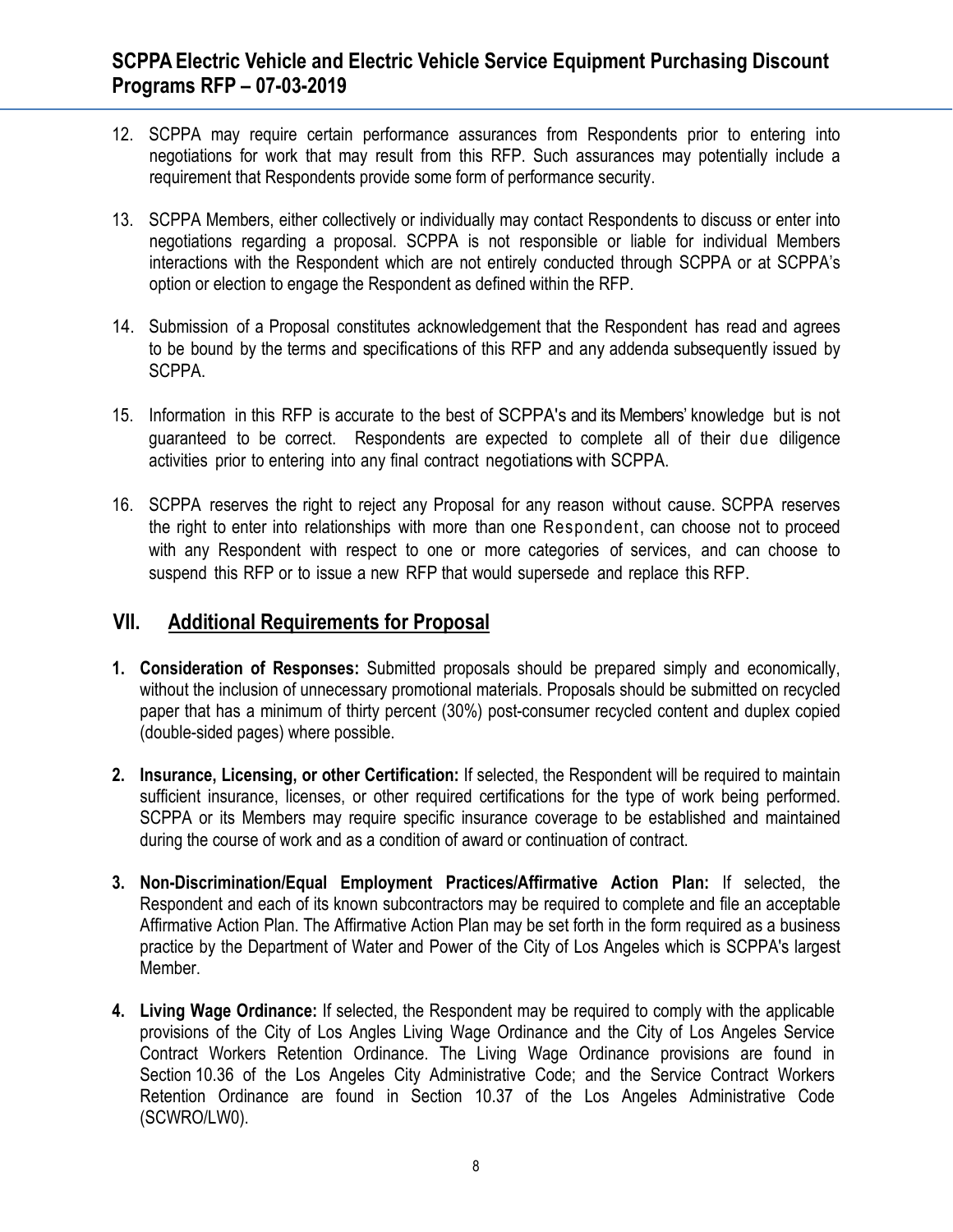12. SCPPA may require certain performance assurances from Respondents prior to entering into negotiations for work that may result from this RFP. Such assurances may potentially include a requirement that Respondents provide some form of performance security.

13. SCPPA Members, either collectively or individually may contact Respondents to discuss or enter into negotiations regarding a proposal. SCPPA is not responsible or liable for individual Members interactions with the Respondent which are not entirely conducted through SCPPA or at SCPPA's option or election to engage the Respondent as defined within the RFP.

14. Submission of a Proposal constitutes acknowledgement that the Respondent has read and agrees to be bound by the terms and specifications of this RFP and any addenda subsequently issued by SCPPA.

15. Information in this RFP is accurate to the best of SCPPA's and its Members' knowledge but is not guaranteed to be correct. Respondents are expected to complete all of their due diligence activities prior to entering into any final contract negotiations with SCPPA.

16. SCPPA reserves the right to reject any Proposal for any reason without cause. SCPPA reserves the right to enter into relationships with more than one Respondent, can choose not to proceed with any Respondent with respect to one or more categories of services, and can choose to suspend this RFP or to issue a new RFP that would supersede and replace this RFP.

## VII. Additional Requirements for Proposal

1. **Consideration of Responses:** Submitted proposals should be prepared simply and economically, without the inclusion of unnecessary promotional materials. Proposals should be submitted on recycled paper that has a minimum of thirty percent (30%) post-consumer recycled content and duplex copied (double-sided pages) where possible.

2. **Insurance, Licensing, or other Certification:** If selected, the Respondent will be required to maintain sufficient insurance, licenses, or other required certifications for the type of work being performed. SCPPA or its Members may require specific insurance coverage to be established and maintained during the course of work and as a condition of award or continuation of contract.

3. **Non-Discrimination/Equal Employment Practices/Affirmative Action Plan:** If selected, the Respondent and each of its known subcontractors may be required to complete and file an acceptable Affirmative Action Plan. The Affirmative Action Plan may be set forth in the form required as a business practice by the Department of Water and Power of the City of Los Angeles which is SCPPA's largest Member.

4. **Living Wage Ordinance:** If selected, the Respondent may be required to comply with the applicable provisions of the City of Los Angles Living Wage Ordinance and the City of Los Angeles Service Contract Workers Retention Ordinance. The Living Wage Ordinance provisions are found in Section 10.36 of the Los Angeles City Administrative Code; and the Service Contract Workers Retention Ordinance are found in Section 10.37 of the Los Angeles Administrative Code (SCWRO/LW0).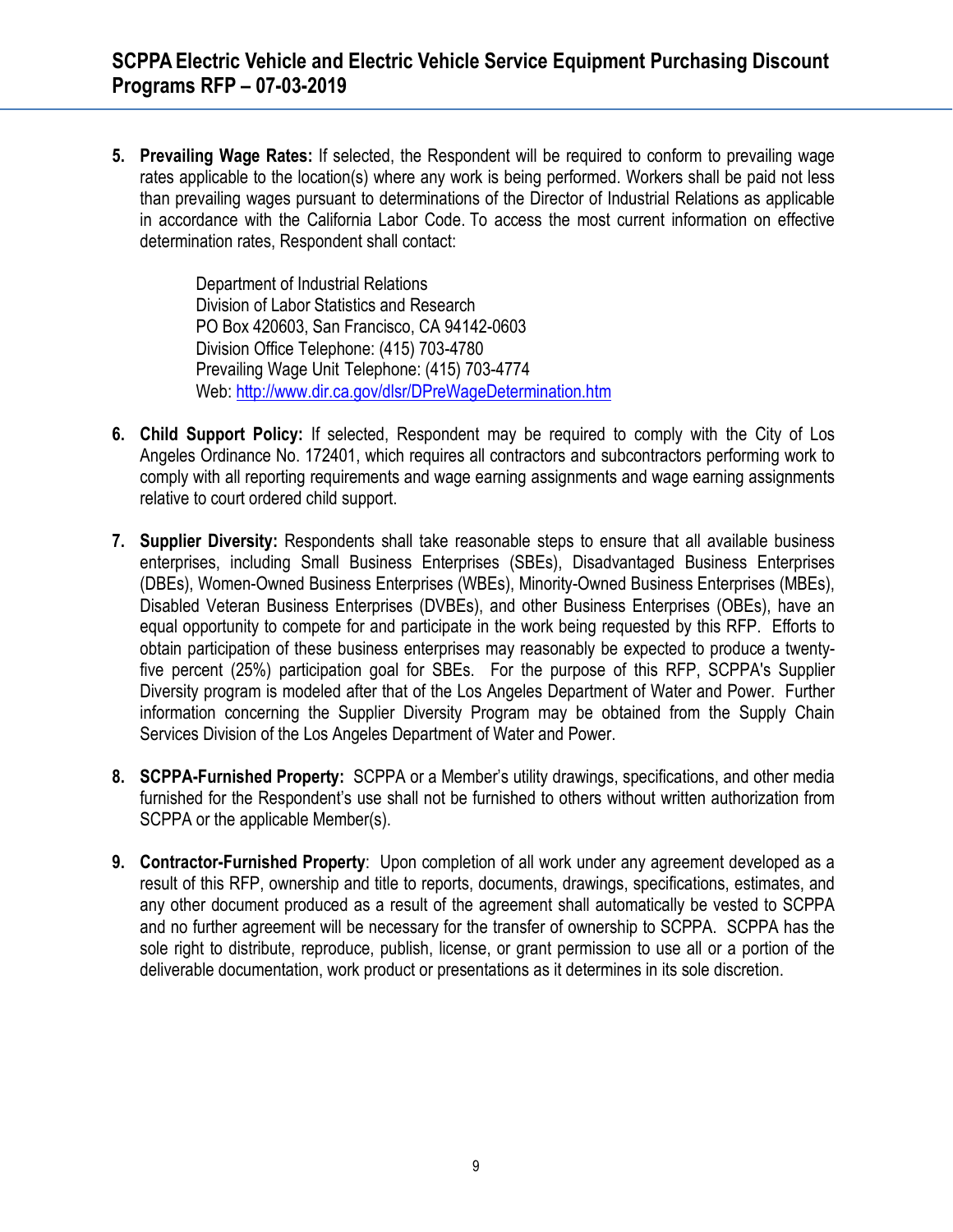5. **Prevailing Wage Rates:** If selected, the Respondent will be required to conform to prevailing wage rates applicable to the location(s) where any work is being performed. Workers shall be paid not less than prevailing wages pursuant to determinations of the Director of Industrial Relations as applicable in accordance with the California Labor Code. To access the most current information on effective determination rates, Respondent shall contact:

   Department of Industrial Relations
   Division of Labor Statistics and Research
   PO Box 420603, San Francisco, CA 94142-0603
   Division Office Telephone: (415) 703-4780
   Prevailing Wage Unit Telephone: (415) 703-4774
   Web: http://www.dir.ca.gov/dlsr/DPreWageDetermination.htm

6. **Child Support Policy:** If selected, Respondent may be required to comply with the City of Los Angeles Ordinance No. 172401, which requires all contractors and subcontractors performing work to comply with all reporting requirements and wage earning assignments and wage earning assignments relative to court ordered child support.

7. **Supplier Diversity:** Respondents shall take reasonable steps to ensure that all available business enterprises, including Small Business Enterprises (SBEs), Disadvantaged Business Enterprises (DBEs), Women-Owned Business Enterprises (WBEs), Minority-Owned Business Enterprises (MBEs), Disabled Veteran Business Enterprises (DVBEs), and other Business Enterprises (OBEs), have an equal opportunity to compete for and participate in the work being requested by this RFP. Efforts to obtain participation of these business enterprises may reasonably be expected to produce a twenty-five percent (25%) participation goal for SBEs. For the purpose of this RFP, SCPPA's Supplier Diversity program is modeled after that of the Los Angeles Department of Water and Power. Further information concerning the Supplier Diversity Program may be obtained from the Supply Chain Services Division of the Los Angeles Department of Water and Power.

8. **SCPPA-Furnished Property:** SCPPA or a Member's utility drawings, specifications, and other media furnished for the Respondent's use shall not be furnished to others without written authorization from SCPPA or the applicable Member(s).

9. **Contractor-Furnished Property**: Upon completion of all work under any agreement developed as a result of this RFP, ownership and title to reports, documents, drawings, specifications, estimates, and any other document produced as a result of the agreement shall automatically be vested to SCPPA and no further agreement will be necessary for the transfer of ownership to SCPPA. SCPPA has the sole right to distribute, reproduce, publish, license, or grant permission to use all or a portion of the deliverable documentation, work product or presentations as it determines in its sole discretion.